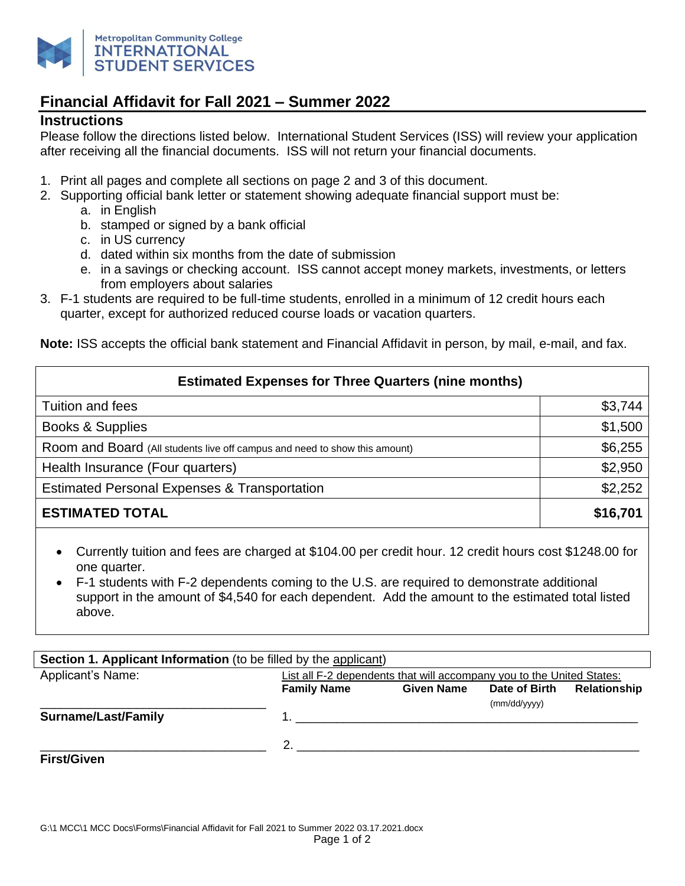Metropolitan Community College
INTERNATIONAL STUDENT SERVICES

# Financial Affidavit for Fall 2021 – Summer 2022

## Instructions

Please follow the directions listed below. International Student Services (ISS) will review your application after receiving all the financial documents. ISS will not return your financial documents.

1. Print all pages and complete all sections on page 2 and 3 of this document.
2. Supporting official bank letter or statement showing adequate financial support must be:
   a. in English
   b. stamped or signed by a bank official
   c. in US currency
   d. dated within six months from the date of submission
   e. in a savings or checking account. ISS cannot accept money markets, investments, or letters from employers about salaries
3. F-1 students are required to be full-time students, enrolled in a minimum of 12 credit hours each quarter, except for authorized reduced course loads or vacation quarters.

**Note:** ISS accepts the official bank statement and Financial Affidavit in person, by mail, e-mail, and fax.

| Estimated Expenses for Three Quarters (nine months) | |
|---|---|
| Tuition and fees | $3,744 |
| Books & Supplies | $1,500 |
| Room and Board (All students live off campus and need to show this amount) | $6,255 |
| Health Insurance (Four quarters) | $2,950 |
| Estimated Personal Expenses & Transportation | $2,252 |
| **ESTIMATED TOTAL** | **$16,701** |

- Currently tuition and fees are charged at $104.00 per credit hour. 12 credit hours cost $1248.00 for one quarter.
- F-1 students with F-2 dependents coming to the U.S. are required to demonstrate additional support in the amount of $4,540 for each dependent. Add the amount to the estimated total listed above.

**Section 1. Applicant Information** (to be filled by the applicant)

Applicant's Name:

\_\_\_\_\_\_\_\_\_\_\_\_\_\_\_\_\_\_\_\_\_\_\_\_\_\_\_\_\_\_\_\_

**Surname/Last/Family**

\_\_\_\_\_\_\_\_\_\_\_\_\_\_\_\_\_\_\_\_\_\_\_\_\_\_\_\_\_\_\_\_

**First/Given**

List all F-2 dependents that will accompany you to the United States:

| | Family Name | Given Name | Date of Birth (mm/dd/yyyy) | Relationship |
|---|---|---|---|---|
| 1. | | | | |
| 2. | | | | |

G:\1 MCC\1 MCC Docs\Forms\Financial Affidavit for Fall 2021 to Summer 2022 03.17.2021.docx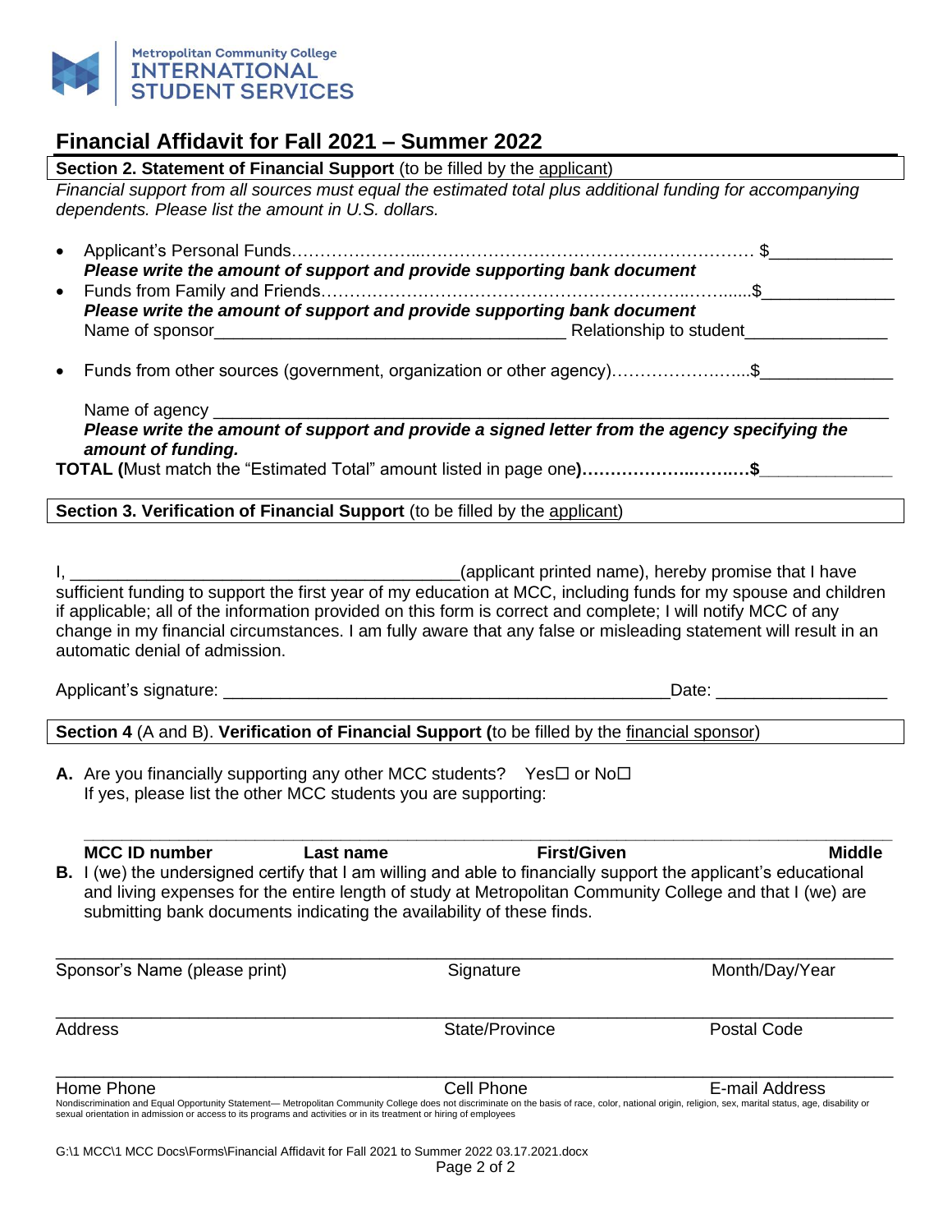Metropolitan Community College
INTERNATIONAL STUDENT SERVICES

# Financial Affidavit for Fall 2021 – Summer 2022

**Section 2. Statement of Financial Support** (to be filled by the applicant)

*Financial support from all sources must equal the estimated total plus additional funding for accompanying dependents. Please list the amount in U.S. dollars.*

- Applicant's Personal Funds……………………………………………………………………… $____________
  ***Please write the amount of support and provide supporting bank document***
- Funds from Family and Friends……………………………………………………………......$_____________
  ***Please write the amount of support and provide supporting bank document***
  Name of sponsor____________________________________ Relationship to student______________
- Funds from other sources (government, organization or other agency)……………………...$_____________

  Name of agency ______________________________________________________________________
  ***Please write the amount of support and provide a signed letter from the agency specifying the amount of funding.***

**TOTAL (**Must match the "Estimated Total" amount listed in page one**)……………………….$**_____________

**Section 3. Verification of Financial Support** (to be filled by the applicant)

I, ________________________________________(applicant printed name), hereby promise that I have sufficient funding to support the first year of my education at MCC, including funds for my spouse and children if applicable; all of the information provided on this form is correct and complete; I will notify MCC of any change in my financial circumstances. I am fully aware that any false or misleading statement will result in an automatic denial of admission.

Applicant's signature: ______________________________________________Date: ________________

**Section 4** (A and B). **Verification of Financial Support (**to be filled by the financial sponsor)

**A.** Are you financially supporting any other MCC students? Yes☐ or No☐
If yes, please list the other MCC students you are supporting:

___________________________________________________________________________

**MCC ID number** **Last name** **First/Given** **Middle**

**B.** I (we) the undersigned certify that I am willing and able to financially support the applicant's educational and living expenses for the entire length of study at Metropolitan Community College and that I (we) are submitting bank documents indicating the availability of these finds.

___________________________________________________________________________

Sponsor's Name (please print) Signature Month/Day/Year

___________________________________________________________________________

Address State/Province Postal Code

___________________________________________________________________________

Home Phone Cell Phone E-mail Address

Nondiscrimination and Equal Opportunity Statement— Metropolitan Community College does not discriminate on the basis of race, color, national origin, religion, sex, marital status, age, disability or sexual orientation in admission or access to its programs and activities or in its treatment or hiring of employees

G:\1 MCC\1 MCC Docs\Forms\Financial Affidavit for Fall 2021 to Summer 2022 03.17.2021.docx